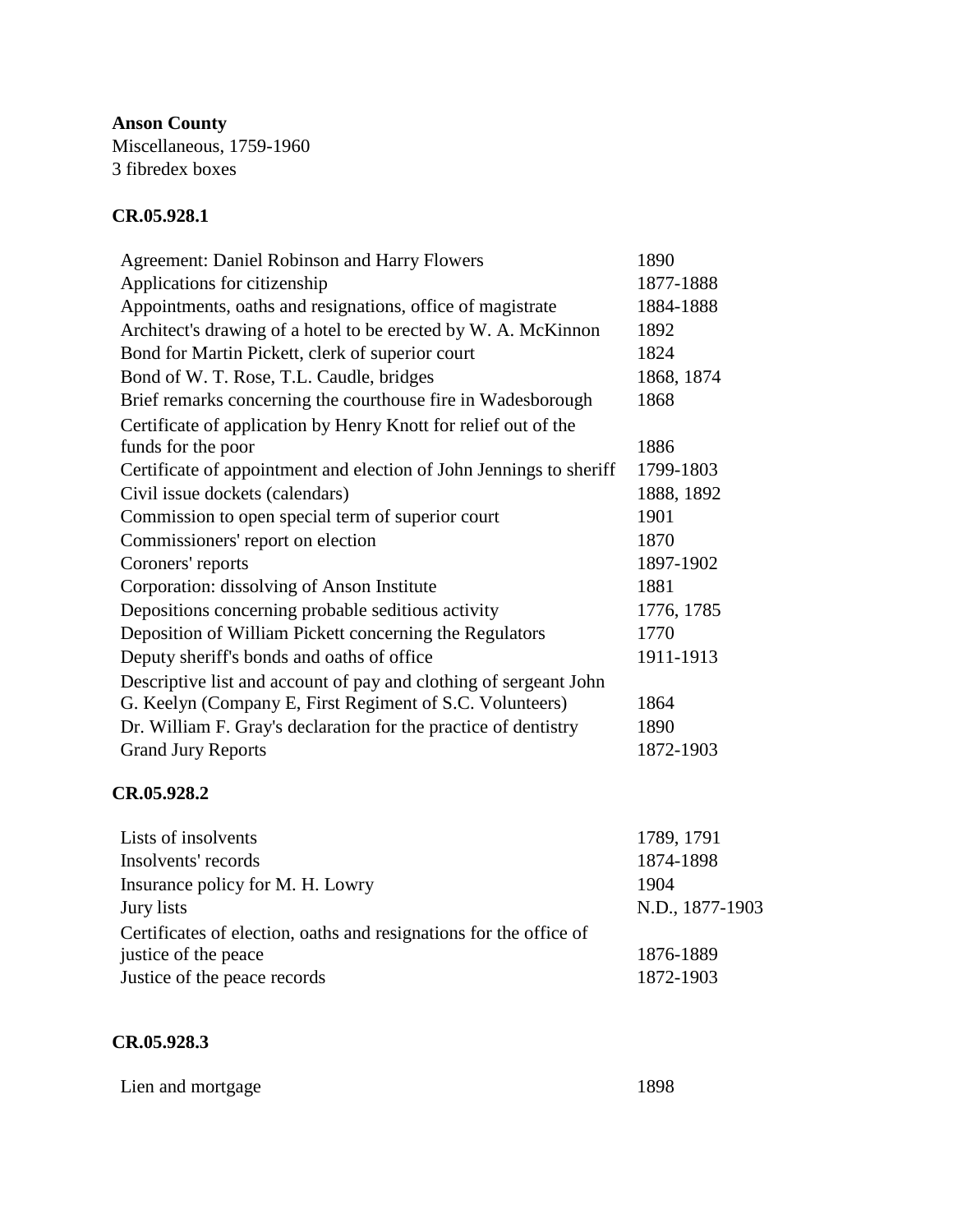**Anson County**
Miscellaneous, 1759-1960
3 fibredex boxes

**CR.05.928.1**

| | |
|---|---|
| Agreement: Daniel Robinson and Harry Flowers | 1890 |
| Applications for citizenship | 1877-1888 |
| Appointments, oaths and resignations, office of magistrate | 1884-1888 |
| Architect's drawing of a hotel to be erected by W. A. McKinnon | 1892 |
| Bond for Martin Pickett, clerk of superior court | 1824 |
| Bond of W. T. Rose, T.L. Caudle, bridges | 1868, 1874 |
| Brief remarks concerning the courthouse fire in Wadesborough | 1868 |
| Certificate of application by Henry Knott for relief out of the funds for the poor | 1886 |
| Certificate of appointment and election of John Jennings to sheriff | 1799-1803 |
| Civil issue dockets (calendars) | 1888, 1892 |
| Commission to open special term of superior court | 1901 |
| Commissioners' report on election | 1870 |
| Coroners' reports | 1897-1902 |
| Corporation: dissolving of Anson Institute | 1881 |
| Depositions concerning probable seditious activity | 1776, 1785 |
| Deposition of William Pickett concerning the Regulators | 1770 |
| Deputy sheriff's bonds and oaths of office | 1911-1913 |
| Descriptive list and account of pay and clothing of sergeant John G. Keelyn (Company E, First Regiment of S.C. Volunteers) | 1864 |
| Dr. William F. Gray's declaration for the practice of dentistry | 1890 |
| Grand Jury Reports | 1872-1903 |

**CR.05.928.2**

| | |
|---|---|
| Lists of insolvents | 1789, 1791 |
| Insolvents' records | 1874-1898 |
| Insurance policy for M. H. Lowry | 1904 |
| Jury lists | N.D., 1877-1903 |
| Certificates of election, oaths and resignations for the office of justice of the peace | 1876-1889 |
| Justice of the peace records | 1872-1903 |

**CR.05.928.3**

| | |
|---|---|
| Lien and mortgage | 1898 |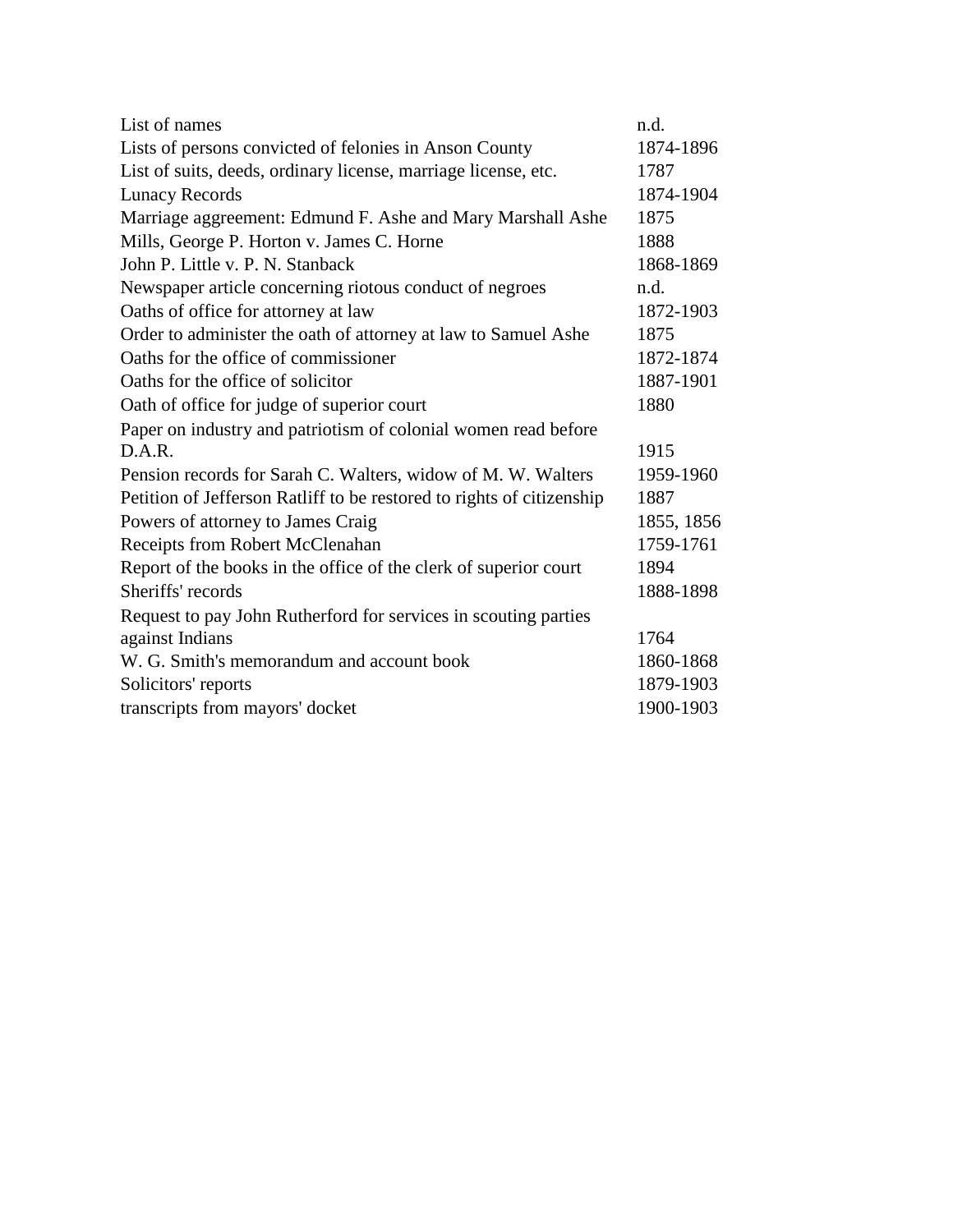| | |
|---|---|
| List of names | n.d. |
| Lists of persons convicted of felonies in Anson County | 1874-1896 |
| List of suits, deeds, ordinary license, marriage license, etc. | 1787 |
| Lunacy Records | 1874-1904 |
| Marriage aggreement: Edmund F. Ashe and Mary Marshall Ashe | 1875 |
| Mills, George P. Horton v. James C. Horne | 1888 |
| John P. Little v. P. N. Stanback | 1868-1869 |
| Newspaper article concerning riotous conduct of negroes | n.d. |
| Oaths of office for attorney at law | 1872-1903 |
| Order to administer the oath of attorney at law to Samuel Ashe | 1875 |
| Oaths for the office of commissioner | 1872-1874 |
| Oaths for the office of solicitor | 1887-1901 |
| Oath of office for judge of superior court | 1880 |
| Paper on industry and patriotism of colonial women read before D.A.R. | 1915 |
| Pension records for Sarah C. Walters, widow of M. W. Walters | 1959-1960 |
| Petition of Jefferson Ratliff to be restored to rights of citizenship | 1887 |
| Powers of attorney to James Craig | 1855, 1856 |
| Receipts from Robert McClenahan | 1759-1761 |
| Report of the books in the office of the clerk of superior court | 1894 |
| Sheriffs' records | 1888-1898 |
| Request to pay John Rutherford for services in scouting parties against Indians | 1764 |
| W. G. Smith's memorandum and account book | 1860-1868 |
| Solicitors' reports | 1879-1903 |
| transcripts from mayors' docket | 1900-1903 |